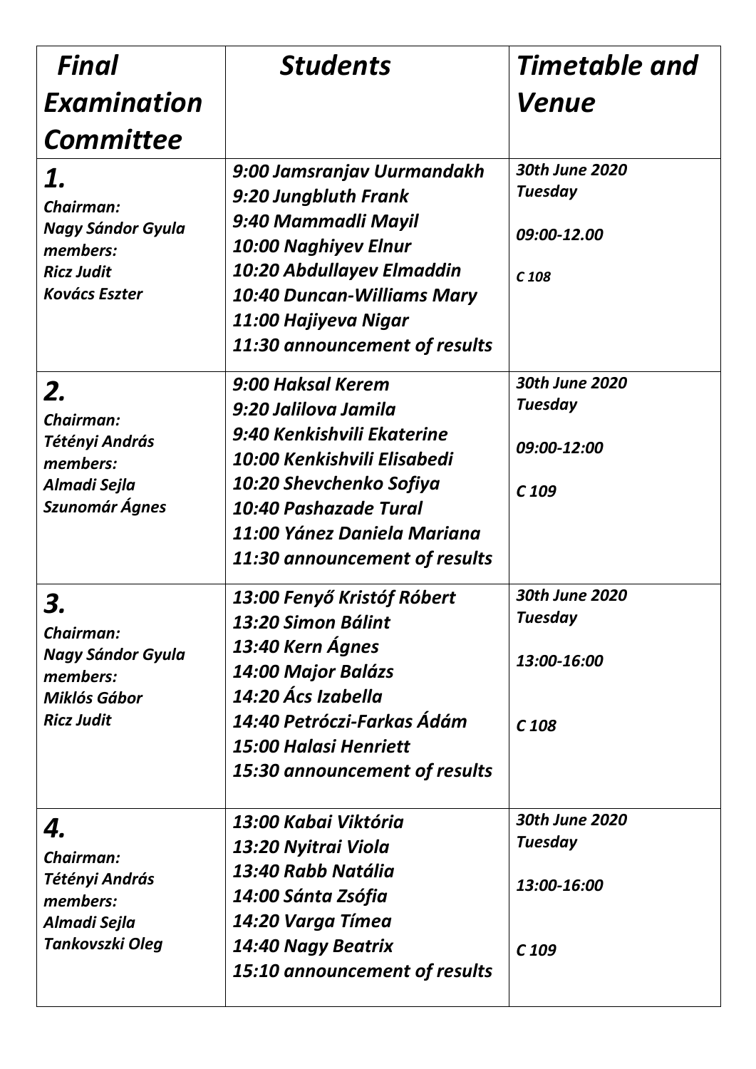| ***Final Examination Committee*** | ***Students*** | ***Timetable and Venue*** |
|---|---|---|
| ***1.*** *Chairman:* ***Nagy Sándor Gyula*** *members:* ***Ricz Judit*** ***Kovács Eszter*** | ***9:00 Jamsranjav Uurmandakh*** ***9:20 Jungbluth Frank*** ***9:40 Mammadli Mayil*** ***10:00 Naghiyev Elnur*** ***10:20 Abdullayev Elmaddin*** ***10:40 Duncan-Williams Mary*** ***11:00 Hajiyeva Nigar*** ***11:30 announcement of results*** | ***30th June 2020 Tuesday*** ***09:00-12.00*** ***C 108*** |
| ***2.*** *Chairman:* ***Tétényi András*** *members:* ***Almadi Sejla*** ***Szunomár Ágnes*** | ***9:00 Haksal Kerem*** ***9:20 Jalilova Jamila*** ***9:40 Kenkishvili Ekaterine*** ***10:00 Kenkishvili Elisabedi*** ***10:20 Shevchenko Sofiya*** ***10:40 Pashazade Tural*** ***11:00 Yánez Daniela Mariana*** ***11:30 announcement of results*** | ***30th June 2020 Tuesday*** ***09:00-12:00*** ***C 109*** |
| ***3.*** *Chairman:* ***Nagy Sándor Gyula*** *members:* ***Miklós Gábor*** ***Ricz Judit*** | ***13:00 Fenyő Kristóf Róbert*** ***13:20 Simon Bálint*** ***13:40 Kern Ágnes*** ***14:00 Major Balázs*** ***14:20 Ács Izabella*** ***14:40 Petróczi-Farkas Ádám*** ***15:00 Halasi Henriett*** ***15:30 announcement of results*** | ***30th June 2020 Tuesday*** ***13:00-16:00*** ***C 108*** |
| ***4.*** *Chairman:* ***Tétényi András*** *members:* ***Almadi Sejla*** ***Tankovszki Oleg*** | ***13:00 Kabai Viktória*** ***13:20 Nyitrai Viola*** ***13:40 Rabb Natália*** ***14:00 Sánta Zsófia*** ***14:20 Varga Tímea*** ***14:40 Nagy Beatrix*** ***15:10 announcement of results*** | ***30th June 2020 Tuesday*** ***13:00-16:00*** ***C 109*** |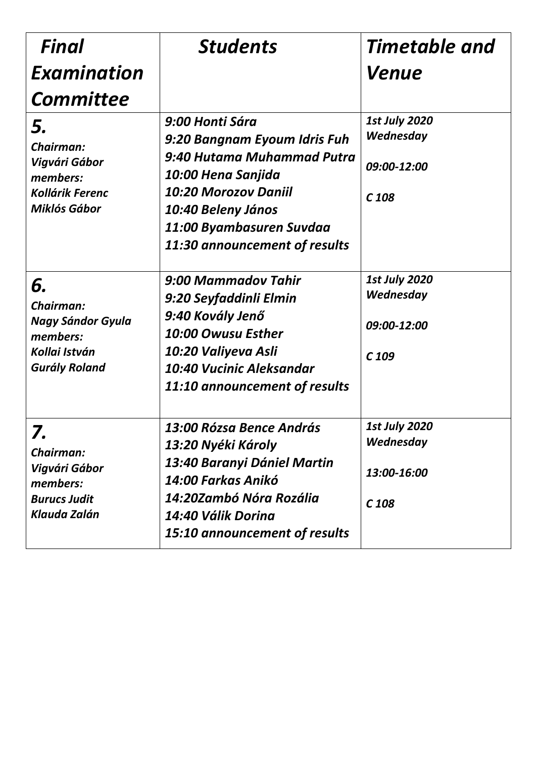| *Final Examination Committee* | *Students* | *Timetable and Venue* |
|---|---|---|
| ***5.*** ***Chairman:*** ***Vigvári Gábor*** ***members:*** ***Kollárik Ferenc*** ***Miklós Gábor*** | ***9:00 Honti Sára*** ***9:20 Bangnam Eyoum Idris Fuh*** ***9:40 Hutama Muhammad Putra*** ***10:00 Hena Sanjida*** ***10:20 Morozov Daniil*** ***10:40 Beleny János*** ***11:00 Byambasuren Suvdaa*** ***11:30 announcement of results*** | ***1st July 2020*** ***Wednesday*** ***09:00-12:00*** ***C 108*** |
| ***6.*** ***Chairman:*** ***Nagy Sándor Gyula*** ***members:*** ***Kollai István*** ***Gurály Roland*** | ***9:00 Mammadov Tahir*** ***9:20 Seyfaddinli Elmin*** ***9:40 Kovály Jenő*** ***10:00 Owusu Esther*** ***10:20 Valiyeva Asli*** ***10:40 Vucinic Aleksandar*** ***11:10 announcement of results*** | ***1st July 2020*** ***Wednesday*** ***09:00-12:00*** ***C 109*** |
| ***7.*** ***Chairman:*** ***Vigvári Gábor*** ***members:*** ***Burucs Judit*** ***Klauda Zalán*** | ***13:00 Rózsa Bence András*** ***13:20 Nyéki Károly*** ***13:40 Baranyi Dániel Martin*** ***14:00 Farkas Anikó*** ***14:20Zambó Nóra Rozália*** ***14:40 Válik Dorina*** ***15:10 announcement of results*** | ***1st July 2020*** ***Wednesday*** ***13:00-16:00*** ***C 108*** |